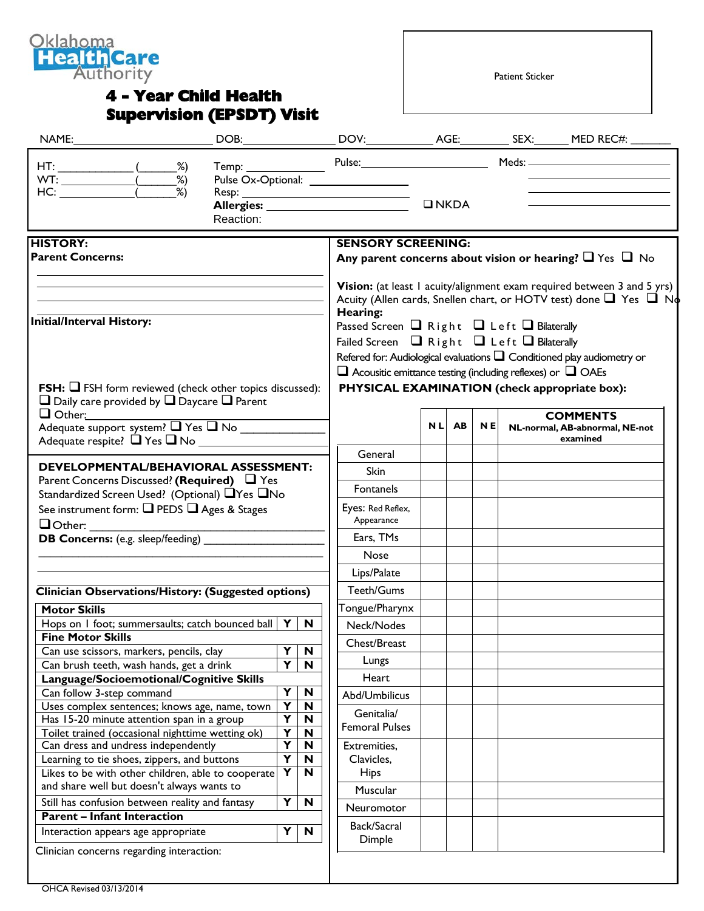Oklahoma HealthCare Authority

# 4 - Year Child Health Supervision (EPSDT) Visit

Patient Sticker

NAME:______________________ DOB:______________ DOV:__________ AGE:________ SEX:______ MED REC#: _______

HT: ____________ (______%)
WT: ____________ (______%)
HC: ____________ (______%)

Temp: ____________
Pulse Ox-Optional: ____________
Resp: ____________
**Allergies:** ____________ ❑ NKDA
Reaction:

Pulse:____________

Meds: ____________

**HISTORY:**

**Parent Concerns:**

______________________________________________

**Initial/Interval History:**

**FSH:** ❑ FSH form reviewed (check other topics discussed):
❑ Daily care provided by ❑ Daycare ❑ Parent
❑ Other:____________
Adequate support system? ❑ Yes ❑ No ____________
Adequate respite? ❑ Yes ❑ No ____________

**DEVELOPMENTAL/BEHAVIORAL ASSESSMENT:**

Parent Concerns Discussed? **(Required)** ❑ Yes
Standardized Screen Used? (Optional) ❑Yes ❑No
See instrument form: ❑ PEDS ❑ Ages & Stages
❑Other: ____________
**DB Concerns:** (e.g. sleep/feeding) ____________

______________________________________________

**Clinician Observations/History: (Suggested options)**

| **Motor Skills** | | |
|---|---|---|
| Hops on 1 foot; summersaults; catch bounced ball | Y | N |
| **Fine Motor Skills** | | |
| Can use scissors, markers, pencils, clay | Y | N |
| Can brush teeth, wash hands, get a drink | Y | N |
| **Language/Socioemotional/Cognitive Skills** | | |
| Can follow 3-step command | Y | N |
| Uses complex sentences; knows age, name, town | Y | N |
| Has 15-20 minute attention span in a group | Y | N |
| Toilet trained (occasional nighttime wetting ok) | Y | N |
| Can dress and undress independently | Y | N |
| Learning to tie shoes, zippers, and buttons | Y | N |
| Likes to be with other children, able to cooperate and share well but doesn't always wants to | Y | N |
| Still has confusion between reality and fantasy | Y | N |
| **Parent – Infant Interaction** | | |
| Interaction appears age appropriate | Y | N |

Clinician concerns regarding interaction:

**SENSORY SCREENING:**

**Any parent concerns about vision or hearing?** ❑ Yes ❑ No

**Vision:** (at least 1 acuity/alignment exam required between 3 and 5 yrs)
Acuity (Allen cards, Snellen chart, or HOTV test) done ❑ Yes ❑ No

**Hearing:**
Passed Screen ❑ Right ❑ Left ❑ Bilaterally
Failed Screen ❑ Right ❑ Left ❑ Bilaterally
Refered for: Audiological evaluations ❑ Conditioned play audiometry or
❑ Acousitic emittance testing (including reflexes) or ❑ OAEs

**PHYSICAL EXAMINATION (check appropriate box):**

| | NL | AB | NE | **COMMENTS** NL-normal, AB-abnormal, NE-not examined |
|---|---|---|---|---|
| General | | | | |
| Skin | | | | |
| Fontanels | | | | |
| Eyes: Red Reflex, Appearance | | | | |
| Ears, TMs | | | | |
| Nose | | | | |
| Lips/Palate | | | | |
| Teeth/Gums | | | | |
| Tongue/Pharynx | | | | |
| Neck/Nodes | | | | |
| Chest/Breast | | | | |
| Lungs | | | | |
| Heart | | | | |
| Abd/Umbilicus | | | | |
| Genitalia/ Femoral Pulses | | | | |
| Extremities, Clavicles, Hips | | | | |
| Muscular | | | | |
| Neuromotor | | | | |
| Back/Sacral Dimple | | | | |

OHCA Revised 03/13/2014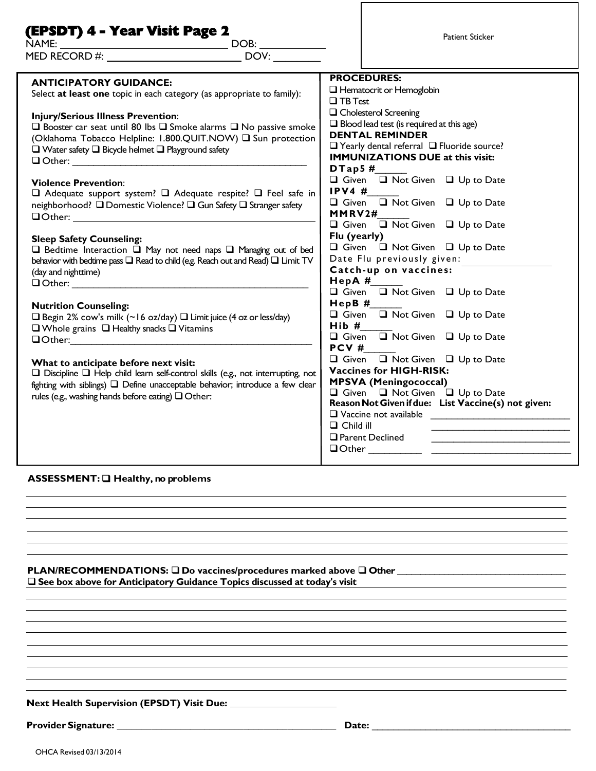# (EPSDT) 4 - Year Visit Page 2

NAME: _______________________________ DOB: ____________

MED RECORD #: _______________________ DOV: _________

Patient Sticker

**ANTICIPATORY GUIDANCE:**

Select **at least one** topic in each category (as appropriate to family):

**Injury/Serious Illness Prevention**:

❑ Booster car seat until 80 lbs ❑ Smoke alarms ❑ No passive smoke (Oklahoma Tobacco Helpline: 1.800.QUIT.NOW) ❑ Sun protection ❑ Water safety ❑ Bicycle helmet ❑ Playground safety ❑ Other: _______________________________________________

**Violence Prevention**:

❑ Adequate support system? ❑ Adequate respite? ❑ Feel safe in neighborhood? ❑ Domestic Violence? ❑ Gun Safety ❑ Stranger safety ❑ Other: _______________________________________________

**Sleep Safety Counseling:**

❑ Bedtime Interaction ❑ May not need naps ❑ Managing out of bed behavior with bedtime pass ❑ Read to child (e.g. Reach out and Read) ❑ Limit TV (day and nighttime) ❑ Other: _______________________________________________

**Nutrition Counseling:**

❑ Begin 2% cow's milk (~16 oz/day) ❑ Limit juice (4 oz or less/day) ❑ Whole grains ❑ Healthy snacks ❑ Vitamins ❑ Other: _______________________________________________

**What to anticipate before next visit:**

❑ Discipline ❑ Help child learn self-control skills (e.g., not interrupting, not fighting with siblings) ❑ Define unacceptable behavior; introduce a few clear rules (e.g., washing hands before eating) ❑ Other:

**PROCEDURES:**

❑ Hematocrit or Hemoglobin
❑ TB Test
❑ Cholesterol Screening
❑ Blood lead test (is required at this age)

**DENTAL REMINDER**

❑ Yearly dental referral ❑ Fluoride source?

**IMMUNIZATIONS DUE at this visit:**

**DTap5 #\_\_\_\_\_\_**
❑ Given ❑ Not Given ❑ Up to Date

**IPV4 #\_\_\_\_\_\_**
❑ Given ❑ Not Given ❑ Up to Date

**MMRV2#\_\_\_\_\_\_**
❑ Given ❑ Not Given ❑ Up to Date

**Flu (yearly)**
❑ Given ❑ Not Given ❑ Up to Date
Date Flu previously given: ________________

**Catch-up on vaccines:**

**HepA #\_\_\_\_\_\_**
❑ Given ❑ Not Given ❑ Up to Date

**HepB #\_\_\_\_\_\_**
❑ Given ❑ Not Given ❑ Up to Date

**Hib #\_\_\_\_\_\_**
❑ Given ❑ Not Given ❑ Up to Date

**PCV #\_\_\_\_\_\_**
❑ Given ❑ Not Given ❑ Up to Date

**Vaccines for HIGH-RISK:**

**MPSVA (Meningococcal)**
❑ Given ❑ Not Given ❑ Up to Date

**Reason Not Given if due: List Vaccine(s) not given:**

❑ Vaccine not available ___________________________
❑ Child ill ___________________________
❑ Parent Declined ___________________________
❑ Other __________ ___________________________

**ASSESSMENT:** ❑ **Healthy, no problems**

________________________________________________________________________________

________________________________________________________________________________

________________________________________________________________________________

________________________________________________________________________________

________________________________________________________________________________

________________________________________________________________________________

**PLAN/RECOMMENDATIONS:** ❑ **Do vaccines/procedures marked above** ❑ **Other** _______________________________

❑ **See box above for Anticipatory Guidance Topics discussed at today's visit**

________________________________________________________________________________

________________________________________________________________________________

________________________________________________________________________________

________________________________________________________________________________

________________________________________________________________________________

________________________________________________________________________________

________________________________________________________________________________

________________________________________________________________________________

**Next Health Supervision (EPSDT) Visit Due:** ____________________

**Provider Signature:** ___________________________________________ **Date:** ______________________________________

OHCA Revised 03/13/2014